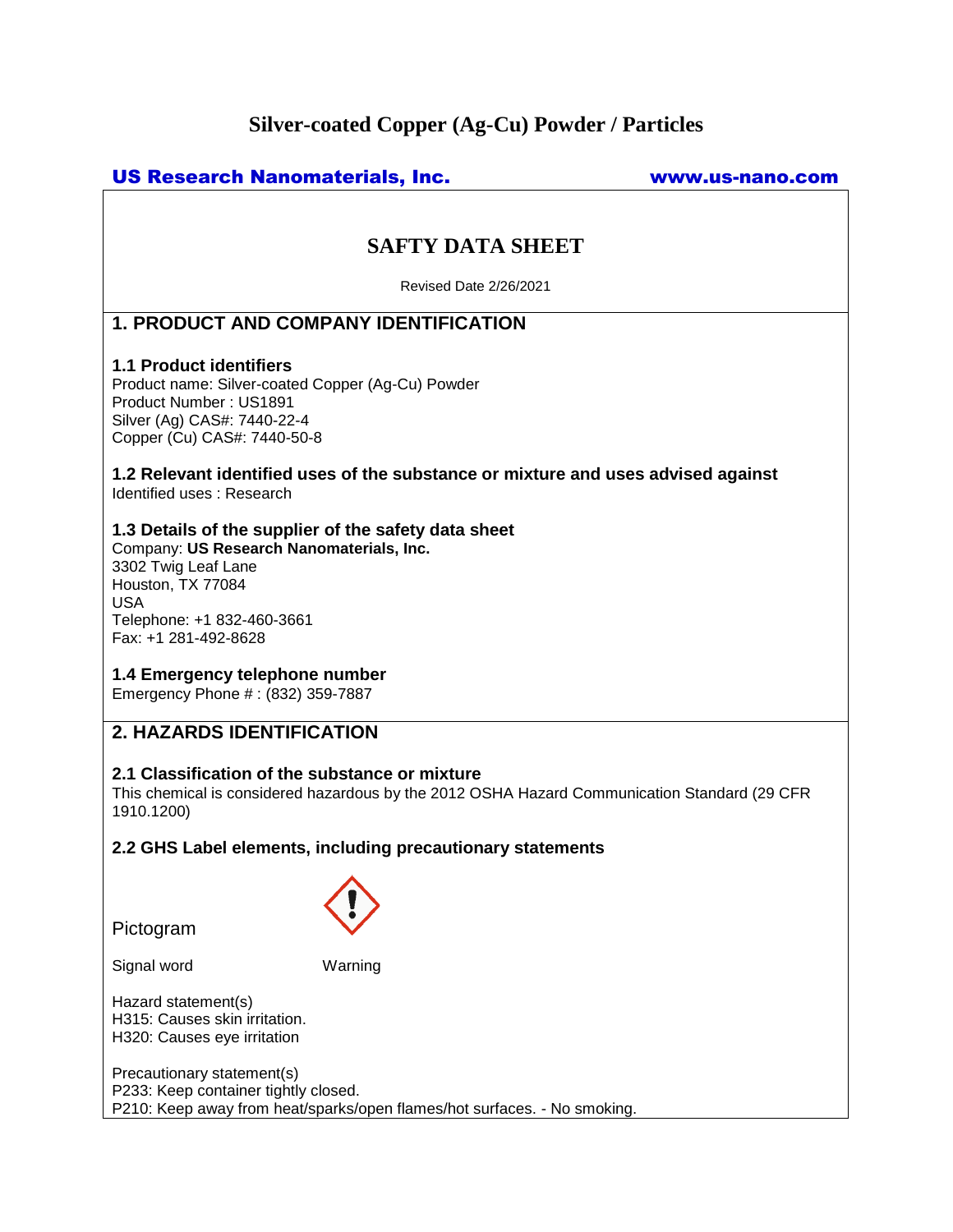# Silver-coated Copper (Ag-Cu) Powder / Particles

**US Research Nanomaterials, Inc.** www.us-nano.com

## SAFTY DATA SHEET

Revised Date 2/26/2021

## 1. PRODUCT AND COMPANY IDENTIFICATION

### 1.1 Product identifiers

Product name: Silver-coated Copper (Ag-Cu) Powder
Product Number : US1891
Silver (Ag) CAS#: 7440-22-4
Copper (Cu) CAS#: 7440-50-8

### 1.2 Relevant identified uses of the substance or mixture and uses advised against

Identified uses : Research

### 1.3 Details of the supplier of the safety data sheet

Company: **US Research Nanomaterials, Inc.**
3302 Twig Leaf Lane
Houston, TX 77084
USA
Telephone: +1 832-460-3661
Fax: +1 281-492-8628

### 1.4 Emergency telephone number

Emergency Phone # : (832) 359-7887

## 2. HAZARDS IDENTIFICATION

### 2.1 Classification of the substance or mixture

This chemical is considered hazardous by the 2012 OSHA Hazard Communication Standard (29 CFR 1910.1200)

### 2.2 GHS Label elements, including precautionary statements

Pictogram

Signal word Warning

Hazard statement(s)
H315: Causes skin irritation.
H320: Causes eye irritation

Precautionary statement(s)
P233: Keep container tightly closed.
P210: Keep away from heat/sparks/open flames/hot surfaces. - No smoking.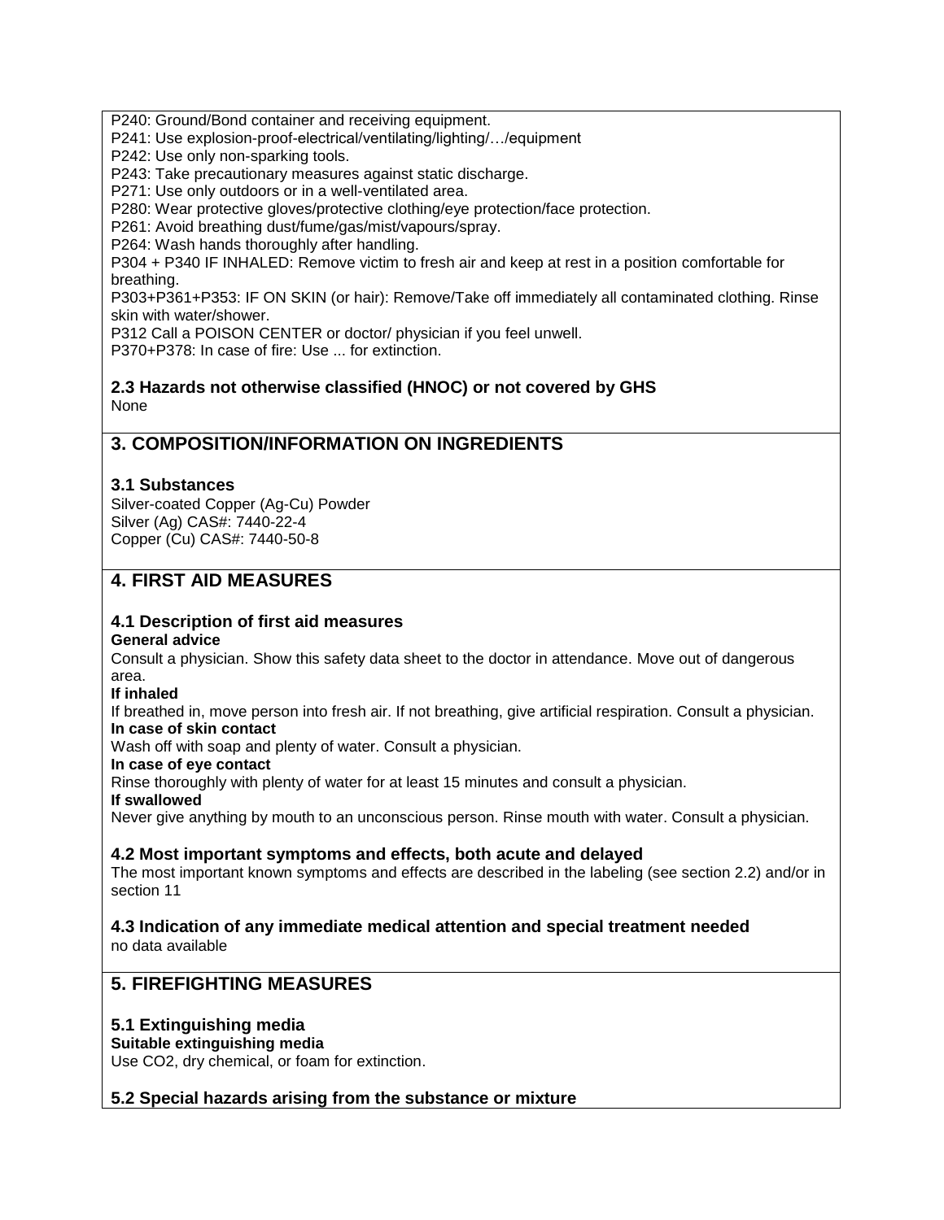P240: Ground/Bond container and receiving equipment.
P241: Use explosion-proof-electrical/ventilating/lighting/…/equipment
P242: Use only non-sparking tools.
P243: Take precautionary measures against static discharge.
P271: Use only outdoors or in a well-ventilated area.
P280: Wear protective gloves/protective clothing/eye protection/face protection.
P261: Avoid breathing dust/fume/gas/mist/vapours/spray.
P264: Wash hands thoroughly after handling.
P304 + P340 IF INHALED: Remove victim to fresh air and keep at rest in a position comfortable for breathing.
P303+P361+P353: IF ON SKIN (or hair): Remove/Take off immediately all contaminated clothing. Rinse skin with water/shower.
P312 Call a POISON CENTER or doctor/ physician if you feel unwell.
P370+P378: In case of fire: Use ... for extinction.

### 2.3 Hazards not otherwise classified (HNOC) or not covered by GHS

None

## 3. COMPOSITION/INFORMATION ON INGREDIENTS

### 3.1 Substances

Silver-coated Copper (Ag-Cu) Powder
Silver (Ag) CAS#: 7440-22-4
Copper (Cu) CAS#: 7440-50-8

## 4. FIRST AID MEASURES

### 4.1 Description of first aid measures

**General advice**
Consult a physician. Show this safety data sheet to the doctor in attendance. Move out of dangerous area.

**If inhaled**
If breathed in, move person into fresh air. If not breathing, give artificial respiration. Consult a physician.

**In case of skin contact**
Wash off with soap and plenty of water. Consult a physician.

**In case of eye contact**
Rinse thoroughly with plenty of water for at least 15 minutes and consult a physician.

**If swallowed**
Never give anything by mouth to an unconscious person. Rinse mouth with water. Consult a physician.

### 4.2 Most important symptoms and effects, both acute and delayed

The most important known symptoms and effects are described in the labeling (see section 2.2) and/or in section 11

### 4.3 Indication of any immediate medical attention and special treatment needed

no data available

## 5. FIREFIGHTING MEASURES

### 5.1 Extinguishing media

**Suitable extinguishing media**
Use CO2, dry chemical, or foam for extinction.

### 5.2 Special hazards arising from the substance or mixture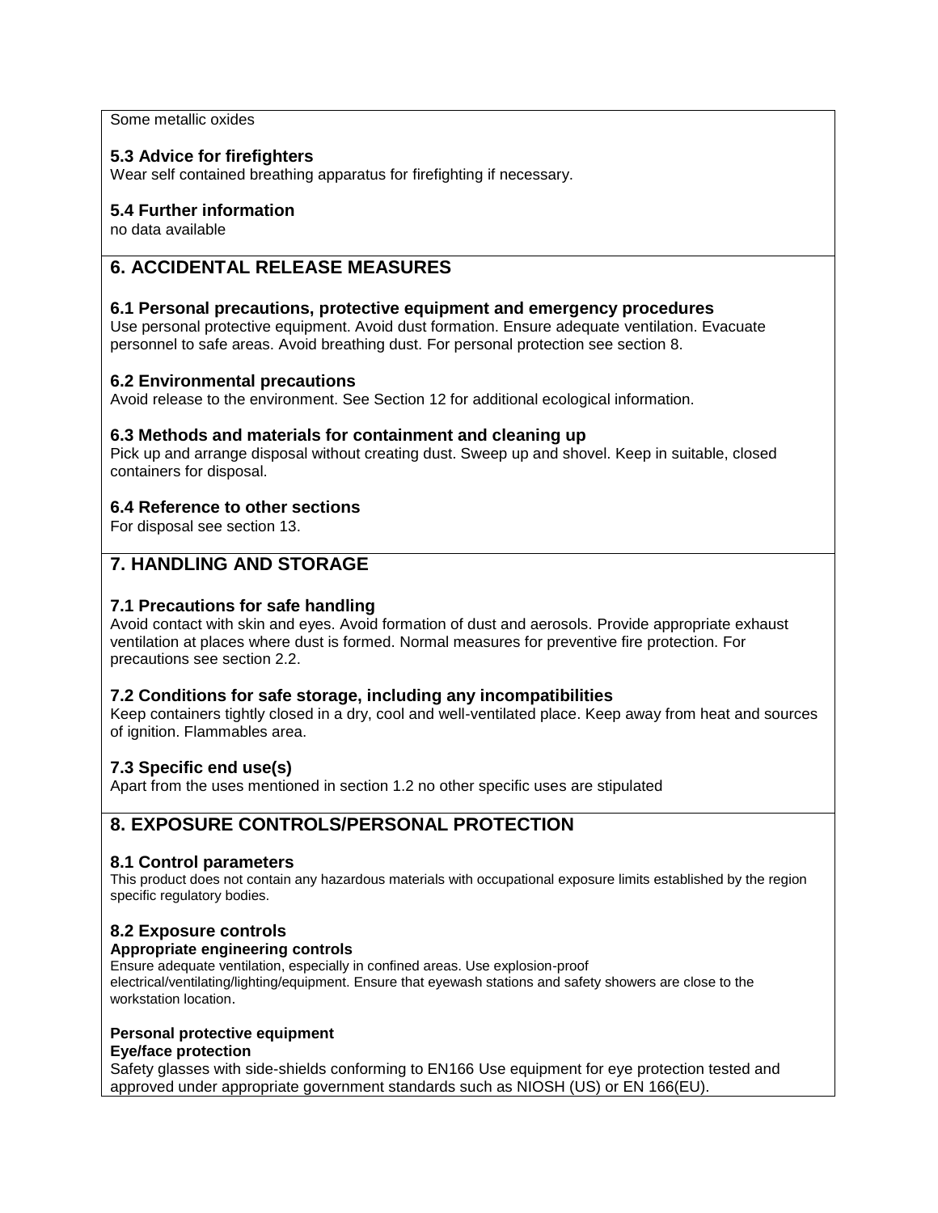Some metallic oxides

### 5.3 Advice for firefighters

Wear self contained breathing apparatus for firefighting if necessary.

### 5.4 Further information

no data available

## 6. ACCIDENTAL RELEASE MEASURES

### 6.1 Personal precautions, protective equipment and emergency procedures

Use personal protective equipment. Avoid dust formation. Ensure adequate ventilation. Evacuate personnel to safe areas. Avoid breathing dust. For personal protection see section 8.

### 6.2 Environmental precautions

Avoid release to the environment. See Section 12 for additional ecological information.

### 6.3 Methods and materials for containment and cleaning up

Pick up and arrange disposal without creating dust. Sweep up and shovel. Keep in suitable, closed containers for disposal.

### 6.4 Reference to other sections

For disposal see section 13.

## 7. HANDLING AND STORAGE

### 7.1 Precautions for safe handling

Avoid contact with skin and eyes. Avoid formation of dust and aerosols. Provide appropriate exhaust ventilation at places where dust is formed. Normal measures for preventive fire protection. For precautions see section 2.2.

### 7.2 Conditions for safe storage, including any incompatibilities

Keep containers tightly closed in a dry, cool and well-ventilated place. Keep away from heat and sources of ignition. Flammables area.

### 7.3 Specific end use(s)

Apart from the uses mentioned in section 1.2 no other specific uses are stipulated

## 8. EXPOSURE CONTROLS/PERSONAL PROTECTION

### 8.1 Control parameters

This product does not contain any hazardous materials with occupational exposure limits established by the region specific regulatory bodies.

### 8.2 Exposure controls

**Appropriate engineering controls**

Ensure adequate ventilation, especially in confined areas. Use explosion-proof electrical/ventilating/lighting/equipment. Ensure that eyewash stations and safety showers are close to the workstation location.

**Personal protective equipment**

**Eye/face protection**

Safety glasses with side-shields conforming to EN166 Use equipment for eye protection tested and approved under appropriate government standards such as NIOSH (US) or EN 166(EU).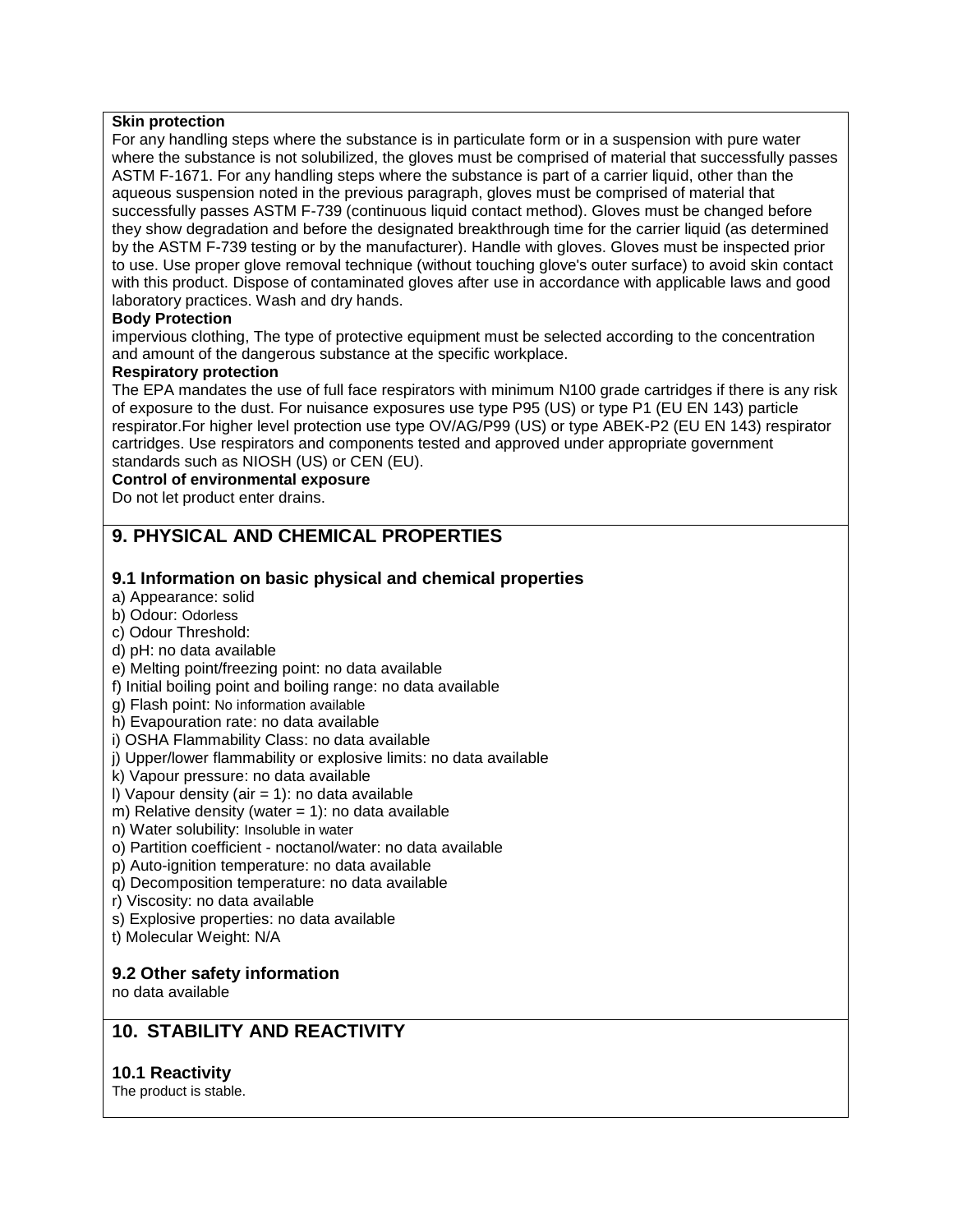**Skin protection**

For any handling steps where the substance is in particulate form or in a suspension with pure water where the substance is not solubilized, the gloves must be comprised of material that successfully passes ASTM F-1671. For any handling steps where the substance is part of a carrier liquid, other than the aqueous suspension noted in the previous paragraph, gloves must be comprised of material that successfully passes ASTM F-739 (continuous liquid contact method). Gloves must be changed before they show degradation and before the designated breakthrough time for the carrier liquid (as determined by the ASTM F-739 testing or by the manufacturer). Handle with gloves. Gloves must be inspected prior to use. Use proper glove removal technique (without touching glove's outer surface) to avoid skin contact with this product. Dispose of contaminated gloves after use in accordance with applicable laws and good laboratory practices. Wash and dry hands.

**Body Protection**

impervious clothing, The type of protective equipment must be selected according to the concentration and amount of the dangerous substance at the specific workplace.

**Respiratory protection**

The EPA mandates the use of full face respirators with minimum N100 grade cartridges if there is any risk of exposure to the dust. For nuisance exposures use type P95 (US) or type P1 (EU EN 143) particle respirator.For higher level protection use type OV/AG/P99 (US) or type ABEK-P2 (EU EN 143) respirator cartridges. Use respirators and components tested and approved under appropriate government standards such as NIOSH (US) or CEN (EU).

**Control of environmental exposure**

Do not let product enter drains.

## 9. PHYSICAL AND CHEMICAL PROPERTIES

### 9.1 Information on basic physical and chemical properties

a) Appearance: solid
b) Odour: Odorless
c) Odour Threshold:
d) pH: no data available
e) Melting point/freezing point: no data available
f) Initial boiling point and boiling range: no data available
g) Flash point: No information available
h) Evapouration rate: no data available
i) OSHA Flammability Class: no data available
j) Upper/lower flammability or explosive limits: no data available
k) Vapour pressure: no data available
l) Vapour density (air = 1): no data available
m) Relative density (water = 1): no data available
n) Water solubility: Insoluble in water
o) Partition coefficient - noctanol/water: no data available
p) Auto-ignition temperature: no data available
q) Decomposition temperature: no data available
r) Viscosity: no data available
s) Explosive properties: no data available
t) Molecular Weight: N/A

### 9.2 Other safety information

no data available

## 10. STABILITY AND REACTIVITY

### 10.1 Reactivity

The product is stable.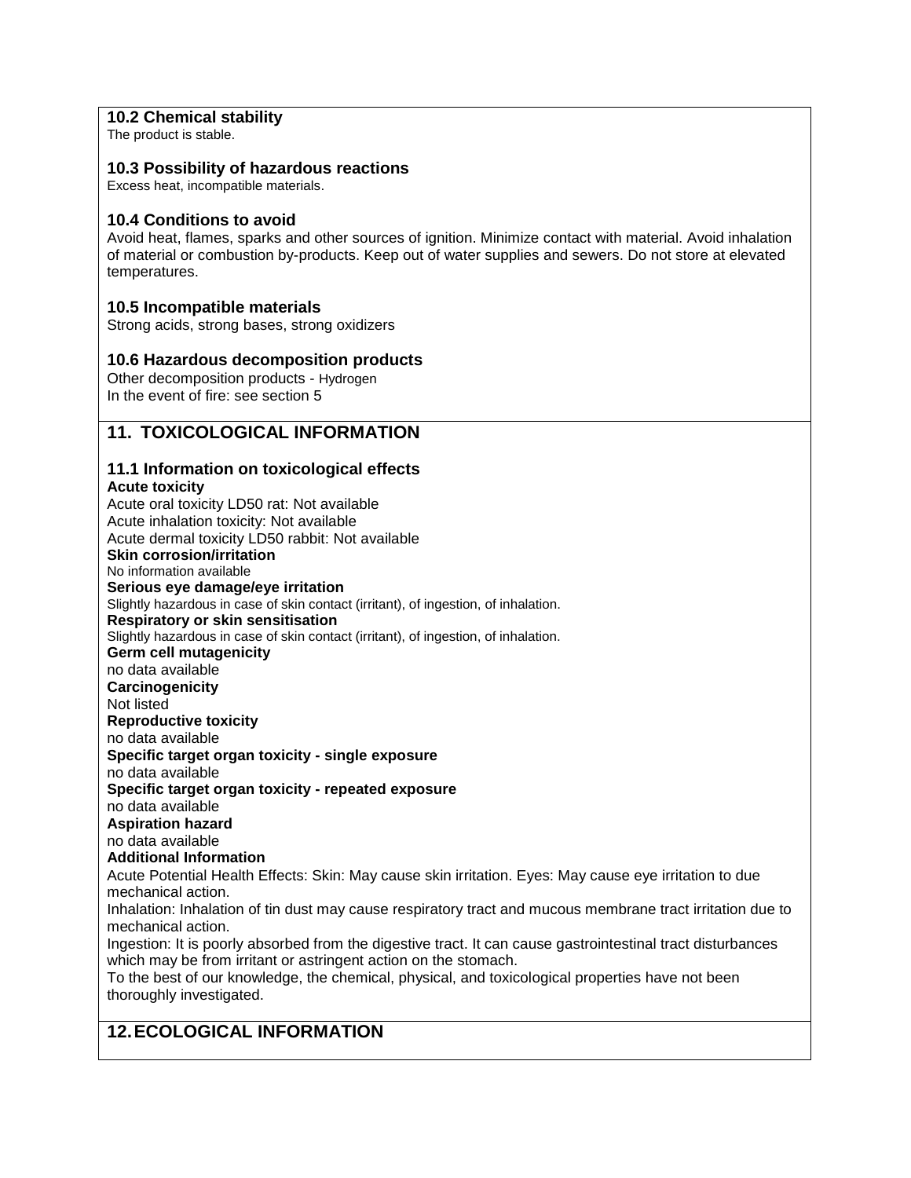### 10.2 Chemical stability

The product is stable.

### 10.3 Possibility of hazardous reactions

Excess heat, incompatible materials.

### 10.4 Conditions to avoid

Avoid heat, flames, sparks and other sources of ignition. Minimize contact with material. Avoid inhalation of material or combustion by-products. Keep out of water supplies and sewers. Do not store at elevated temperatures.

### 10.5 Incompatible materials

Strong acids, strong bases, strong oxidizers

### 10.6 Hazardous decomposition products

Other decomposition products - Hydrogen
In the event of fire: see section 5

## 11. TOXICOLOGICAL INFORMATION

### 11.1 Information on toxicological effects

**Acute toxicity**
Acute oral toxicity LD50 rat: Not available
Acute inhalation toxicity: Not available
Acute dermal toxicity LD50 rabbit: Not available
**Skin corrosion/irritation**
No information available
**Serious eye damage/eye irritation**
Slightly hazardous in case of skin contact (irritant), of ingestion, of inhalation.
**Respiratory or skin sensitisation**
Slightly hazardous in case of skin contact (irritant), of ingestion, of inhalation.
**Germ cell mutagenicity**
no data available
**Carcinogenicity**
Not listed
**Reproductive toxicity**
no data available
**Specific target organ toxicity - single exposure**
no data available
**Specific target organ toxicity - repeated exposure**
no data available
**Aspiration hazard**
no data available
**Additional Information**
Acute Potential Health Effects: Skin: May cause skin irritation. Eyes: May cause eye irritation to due mechanical action.
Inhalation: Inhalation of tin dust may cause respiratory tract and mucous membrane tract irritation due to mechanical action.
Ingestion: It is poorly absorbed from the digestive tract. It can cause gastrointestinal tract disturbances which may be from irritant or astringent action on the stomach.
To the best of our knowledge, the chemical, physical, and toxicological properties have not been thoroughly investigated.

## 12. ECOLOGICAL INFORMATION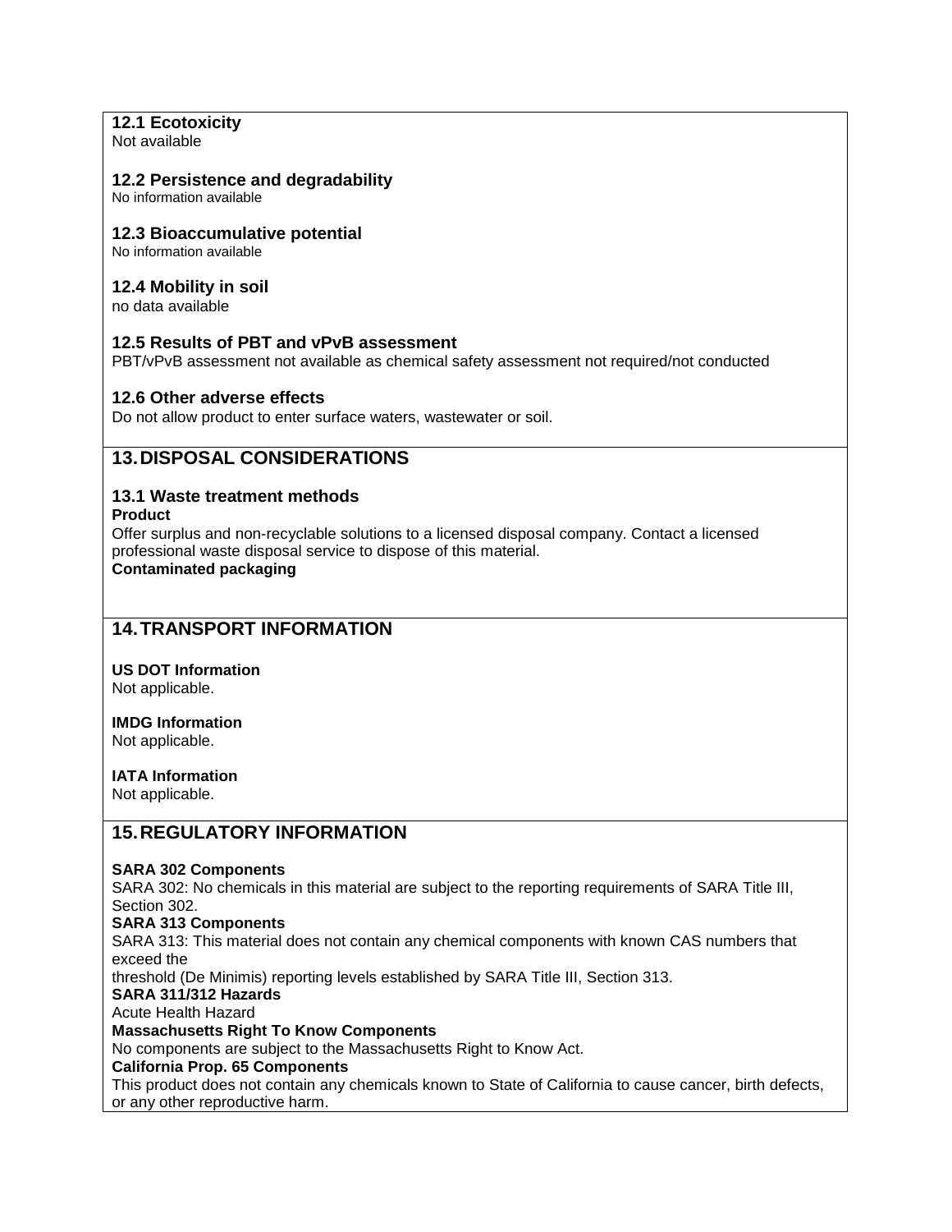### 12.1 Ecotoxicity

Not available

### 12.2 Persistence and degradability

No information available

### 12.3 Bioaccumulative potential

No information available

### 12.4 Mobility in soil

no data available

### 12.5 Results of PBT and vPvB assessment

PBT/vPvB assessment not available as chemical safety assessment not required/not conducted

### 12.6 Other adverse effects

Do not allow product to enter surface waters, wastewater or soil.

## 13. DISPOSAL CONSIDERATIONS

### 13.1 Waste treatment methods

**Product**

Offer surplus and non-recyclable solutions to a licensed disposal company. Contact a licensed professional waste disposal service to dispose of this material.

**Contaminated packaging**

## 14. TRANSPORT INFORMATION

**US DOT Information**

Not applicable.

**IMDG Information**

Not applicable.

**IATA Information**

Not applicable.

## 15. REGULATORY INFORMATION

**SARA 302 Components**

SARA 302: No chemicals in this material are subject to the reporting requirements of SARA Title III, Section 302.

**SARA 313 Components**

SARA 313: This material does not contain any chemical components with known CAS numbers that exceed the
threshold (De Minimis) reporting levels established by SARA Title III, Section 313.

**SARA 311/312 Hazards**

Acute Health Hazard

**Massachusetts Right To Know Components**

No components are subject to the Massachusetts Right to Know Act.

**California Prop. 65 Components**

This product does not contain any chemicals known to State of California to cause cancer, birth defects, or any other reproductive harm.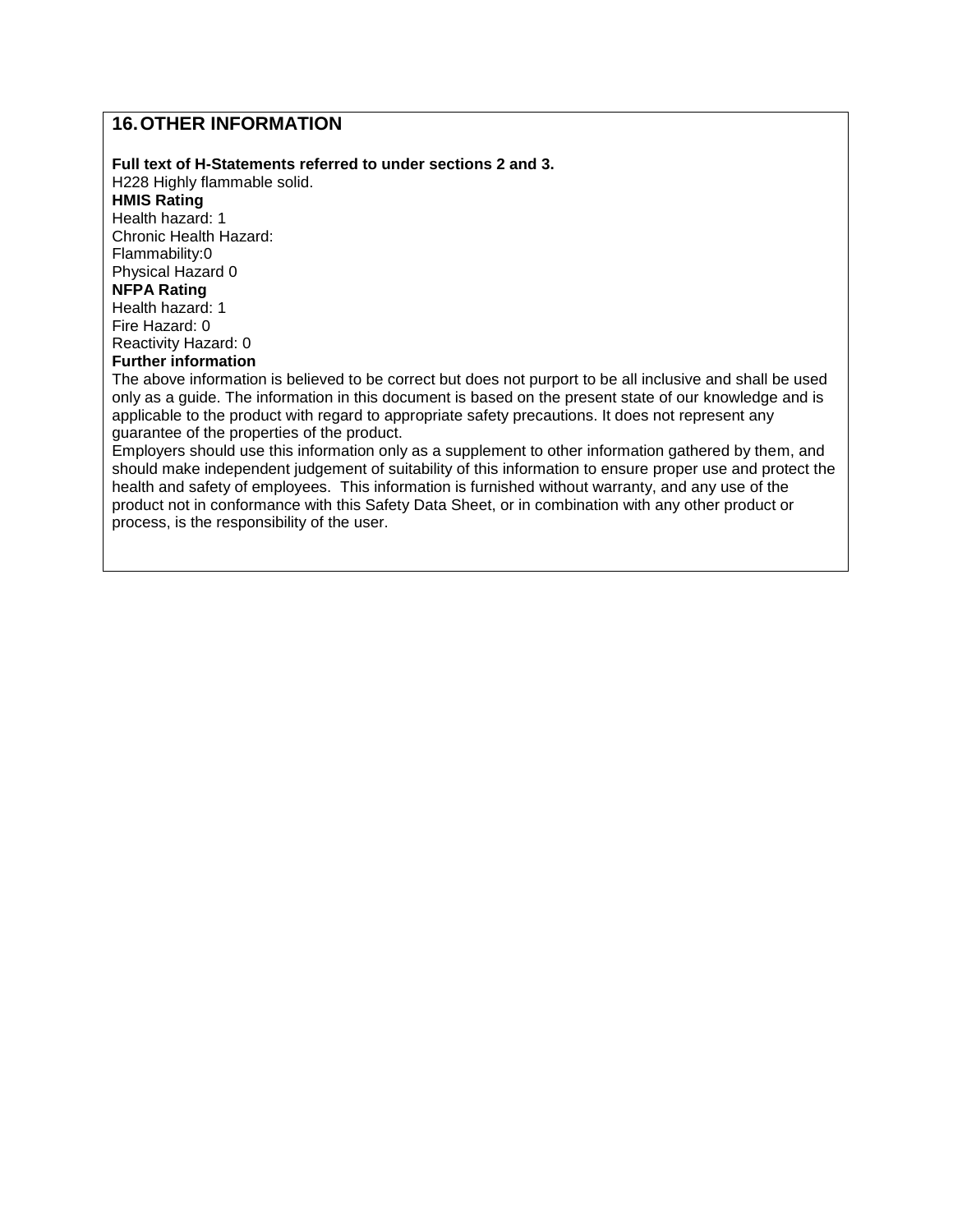## 16. OTHER INFORMATION

**Full text of H-Statements referred to under sections 2 and 3.**
H228 Highly flammable solid.

**HMIS Rating**
Health hazard: 1
Chronic Health Hazard:
Flammability:0
Physical Hazard 0

**NFPA Rating**
Health hazard: 1
Fire Hazard: 0
Reactivity Hazard: 0

**Further information**
The above information is believed to be correct but does not purport to be all inclusive and shall be used only as a guide. The information in this document is based on the present state of our knowledge and is applicable to the product with regard to appropriate safety precautions. It does not represent any guarantee of the properties of the product.
Employers should use this information only as a supplement to other information gathered by them, and should make independent judgement of suitability of this information to ensure proper use and protect the health and safety of employees. This information is furnished without warranty, and any use of the product not in conformance with this Safety Data Sheet, or in combination with any other product or process, is the responsibility of the user.